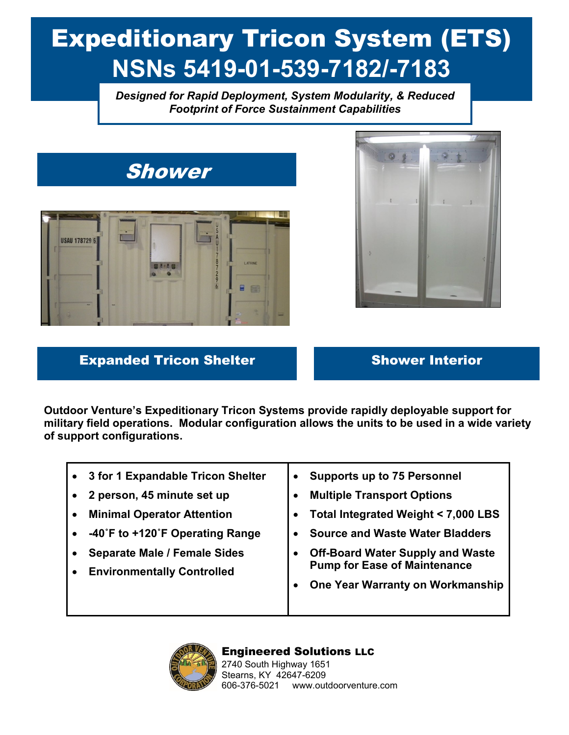# Expeditionary Tricon System (ETS)
# NSNs 5419-01-539-7182/-7183

***Designed for Rapid Deployment, System Modularity, & Reduced Footprint of Force Sustainment Capabilities***

## *Shower*

**Expanded Tricon Shelter**

**Shower Interior**

**Outdoor Venture's Expeditionary Tricon Systems provide rapidly deployable support for military field operations. Modular configuration allows the units to be used in a wide variety of support configurations.**

- **3 for 1 Expandable Tricon Shelter**
- **2 person, 45 minute set up**
- **Minimal Operator Attention**
- **-40˚F to +120˚F Operating Range**
- **Separate Male / Female Sides**
- **Environmentally Controlled**
- **Supports up to 75 Personnel**
- **Multiple Transport Options**
- **Total Integrated Weight < 7,000 LBS**
- **Source and Waste Water Bladders**
- **Off-Board Water Supply and Waste Pump for Ease of Maintenance**
- **One Year Warranty on Workmanship**

**Engineered Solutions LLC**
2740 South Highway 1651
Stearns, KY 42647-6209
606-376-5021 www.outdoorventure.com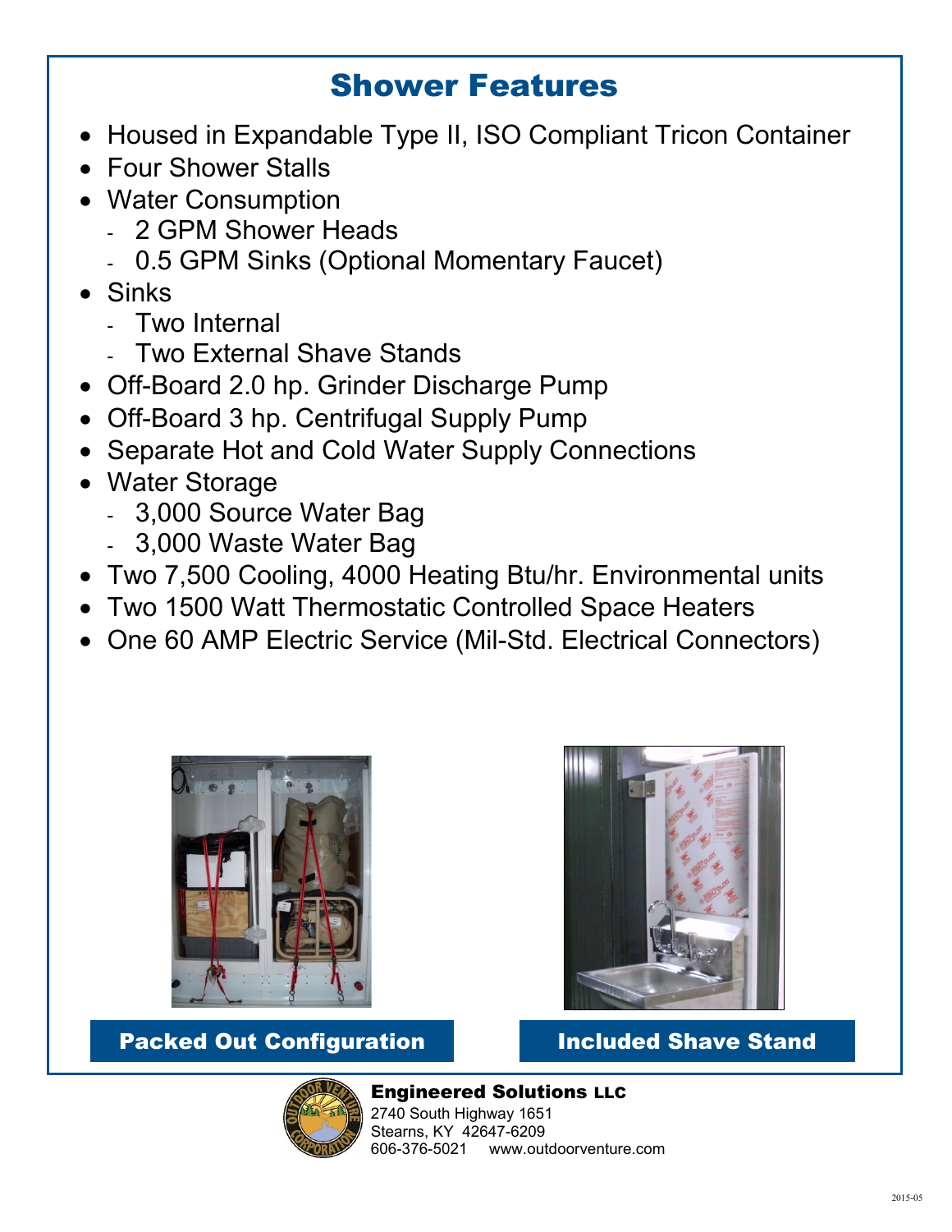# Shower Features

- Housed in Expandable Type II, ISO Compliant Tricon Container
- Four Shower Stalls
- Water Consumption
  - 2 GPM Shower Heads
  - 0.5 GPM Sinks (Optional Momentary Faucet)
- Sinks
  - Two Internal
  - Two External Shave Stands
- Off-Board 2.0 hp. Grinder Discharge Pump
- Off-Board 3 hp. Centrifugal Supply Pump
- Separate Hot and Cold Water Supply Connections
- Water Storage
  - 3,000 Source Water Bag
  - 3,000 Waste Water Bag
- Two 7,500 Cooling, 4000 Heating Btu/hr. Environmental units
- Two 1500 Watt Thermostatic Controlled Space Heaters
- One 60 AMP Electric Service (Mil-Std. Electrical Connectors)

**Packed Out Configuration**

**Included Shave Stand**

**Engineered Solutions LLC**
2740 South Highway 1651
Stearns, KY 42647-6209
606-376-5021 www.outdoorventure.com

2015-05